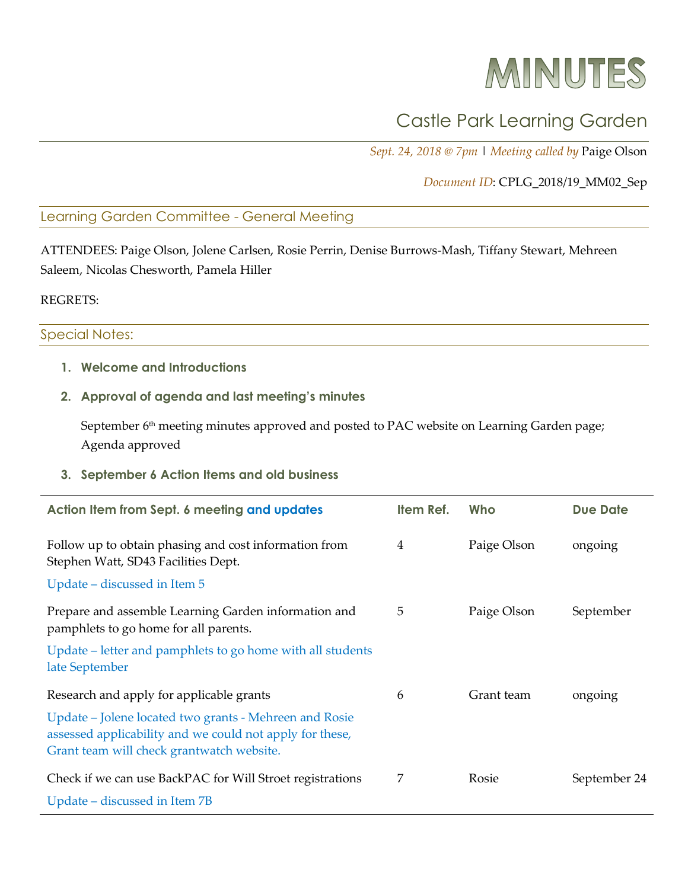# MINUTES

## Castle Park Learning Garden

*Sept. 24, 2018 @ 7pm* | *Meeting called by* Paige Olson

*Document ID*: CPLG_2018/19_MM02_Sep

### Learning Garden Committee - General Meeting

ATTENDEES: Paige Olson, Jolene Carlsen, Rosie Perrin, Denise Burrows-Mash, Tiffany Stewart, Mehreen Saleem, Nicolas Chesworth, Pamela Hiller

REGRETS:

### Special Notes:

1. **Welcome and Introductions**
2. **Approval of agenda and last meeting's minutes**

   September 6th meeting minutes approved and posted to PAC website on Learning Garden page; Agenda approved

3. **September 6 Action Items and old business**

| Action Item from Sept. 6 meeting and updates | Item Ref. | Who | Due Date |
|---|---|---|---|
| Follow up to obtain phasing and cost information from Stephen Watt, SD43 Facilities Dept.<br>Update – discussed in Item 5 | 4 | Paige Olson | ongoing |
| Prepare and assemble Learning Garden information and pamphlets to go home for all parents.<br>Update – letter and pamphlets to go home with all students late September | 5 | Paige Olson | September |
| Research and apply for applicable grants<br>Update – Jolene located two grants - Mehreen and Rosie assessed applicability and we could not apply for these, Grant team will check grantwatch website. | 6 | Grant team | ongoing |
| Check if we can use BackPAC for Will Stroet registrations<br>Update – discussed in Item 7B | 7 | Rosie | September 24 |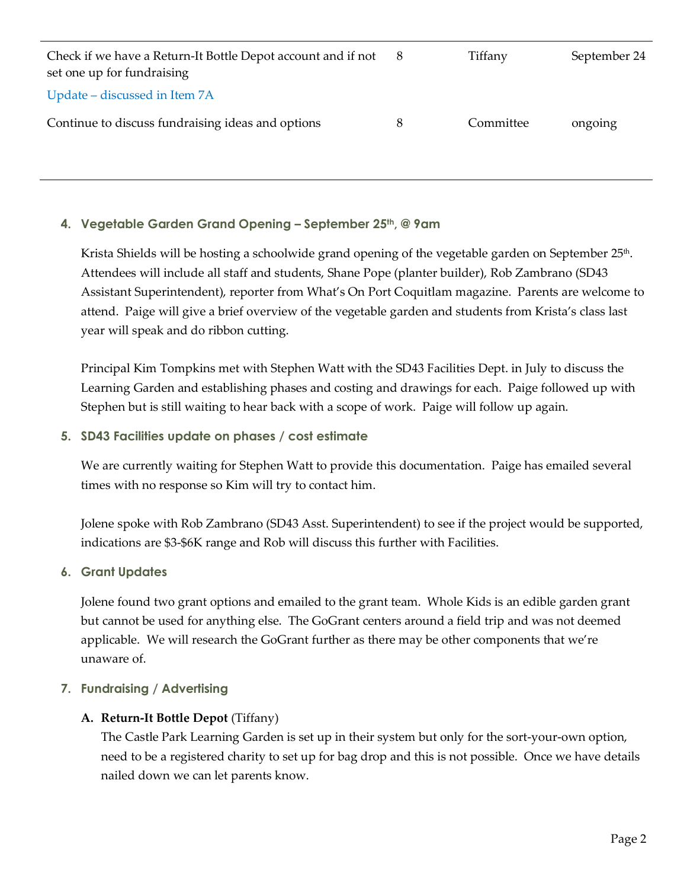| | | | |
|---|---|---|---|
| Check if we have a Return-It Bottle Depot account and if not set one up for fundraising<br>Update – discussed in Item 7A | 8 | Tiffany | September 24 |
| Continue to discuss fundraising ideas and options | 8 | Committee | ongoing |

### 4. Vegetable Garden Grand Opening – September 25th, @ 9am

Krista Shields will be hosting a schoolwide grand opening of the vegetable garden on September 25th. Attendees will include all staff and students, Shane Pope (planter builder), Rob Zambrano (SD43 Assistant Superintendent), reporter from What's On Port Coquitlam magazine. Parents are welcome to attend. Paige will give a brief overview of the vegetable garden and students from Krista's class last year will speak and do ribbon cutting.

Principal Kim Tompkins met with Stephen Watt with the SD43 Facilities Dept. in July to discuss the Learning Garden and establishing phases and costing and drawings for each. Paige followed up with Stephen but is still waiting to hear back with a scope of work. Paige will follow up again.

### 5. SD43 Facilities update on phases / cost estimate

We are currently waiting for Stephen Watt to provide this documentation. Paige has emailed several times with no response so Kim will try to contact him.

Jolene spoke with Rob Zambrano (SD43 Asst. Superintendent) to see if the project would be supported, indications are $3-$6K range and Rob will discuss this further with Facilities.

### 6. Grant Updates

Jolene found two grant options and emailed to the grant team. Whole Kids is an edible garden grant but cannot be used for anything else. The GoGrant centers around a field trip and was not deemed applicable. We will research the GoGrant further as there may be other components that we're unaware of.

### 7. Fundraising / Advertising

**A. Return-It Bottle Depot** (Tiffany)
The Castle Park Learning Garden is set up in their system but only for the sort-your-own option, need to be a registered charity to set up for bag drop and this is not possible. Once we have details nailed down we can let parents know.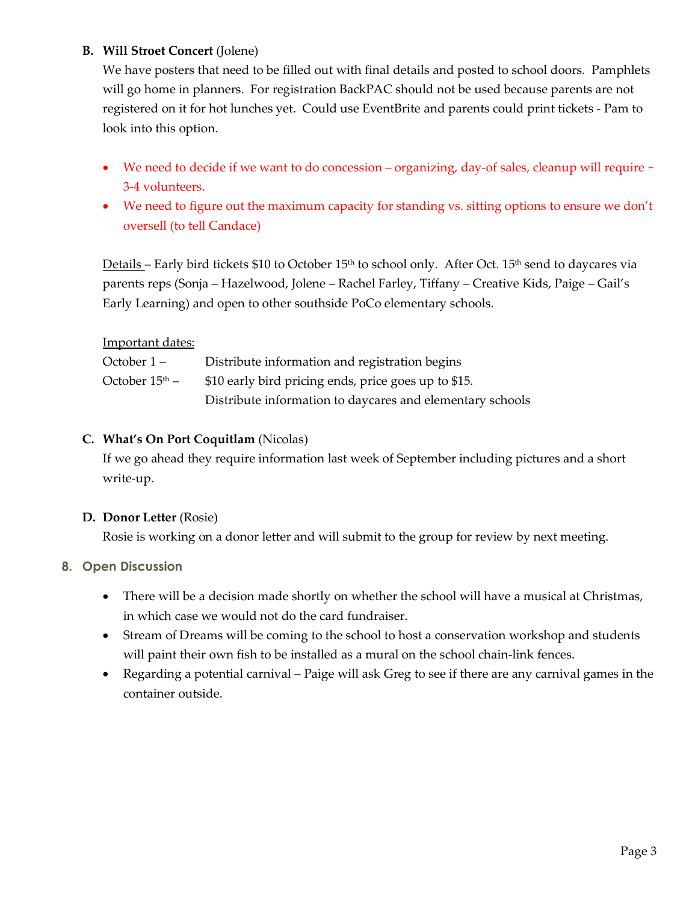**B. Will Stroet Concert** (Jolene)

We have posters that need to be filled out with final details and posted to school doors. Pamphlets will go home in planners. For registration BackPAC should not be used because parents are not registered on it for hot lunches yet. Could use EventBrite and parents could print tickets - Pam to look into this option.

- We need to decide if we want to do concession – organizing, day-of sales, cleanup will require ~ 3-4 volunteers.
- We need to figure out the maximum capacity for standing vs. sitting options to ensure we don't oversell (to tell Candace)

Details – Early bird tickets $10 to October 15th to school only. After Oct. 15th send to daycares via parents reps (Sonja – Hazelwood, Jolene – Rachel Farley, Tiffany – Creative Kids, Paige – Gail's Early Learning) and open to other southside PoCo elementary schools.

Important dates:

October 1 – Distribute information and registration begins

October 15th – $10 early bird pricing ends, price goes up to $15.
Distribute information to daycares and elementary schools

**C. What's On Port Coquitlam** (Nicolas)

If we go ahead they require information last week of September including pictures and a short write-up.

**D. Donor Letter** (Rosie)

Rosie is working on a donor letter and will submit to the group for review by next meeting.

## 8. Open Discussion

- There will be a decision made shortly on whether the school will have a musical at Christmas, in which case we would not do the card fundraiser.
- Stream of Dreams will be coming to the school to host a conservation workshop and students will paint their own fish to be installed as a mural on the school chain-link fences.
- Regarding a potential carnival – Paige will ask Greg to see if there are any carnival games in the container outside.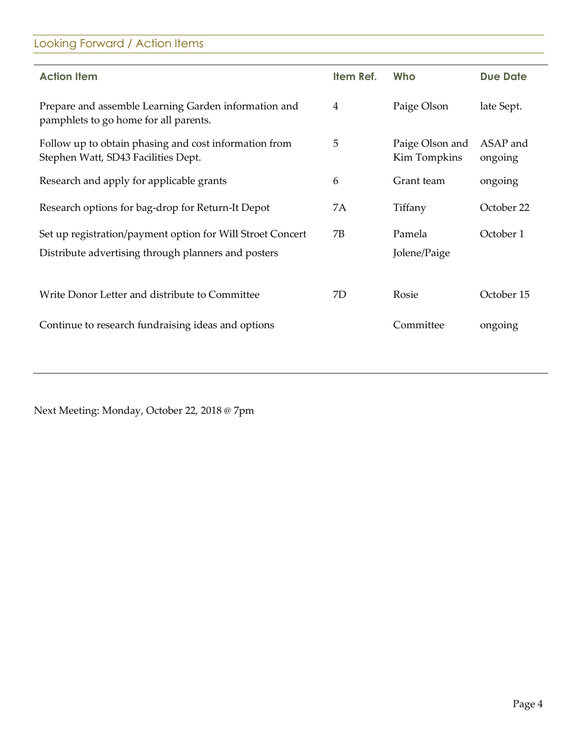## Looking Forward / Action Items

| Action Item | Item Ref. | Who | Due Date |
|---|---|---|---|
| Prepare and assemble Learning Garden information and pamphlets to go home for all parents. | 4 | Paige Olson | late Sept. |
| Follow up to obtain phasing and cost information from Stephen Watt, SD43 Facilities Dept. | 5 | Paige Olson and Kim Tompkins | ASAP and ongoing |
| Research and apply for applicable grants | 6 | Grant team | ongoing |
| Research options for bag-drop for Return-It Depot | 7A | Tiffany | October 22 |
| Set up registration/payment option for Will Stroet Concert | 7B | Pamela | October 1 |
| Distribute advertising through planners and posters | | Jolene/Paige | |
| Write Donor Letter and distribute to Committee | 7D | Rosie | October 15 |
| Continue to research fundraising ideas and options | | Committee | ongoing |

Next Meeting: Monday, October 22, 2018 @ 7pm